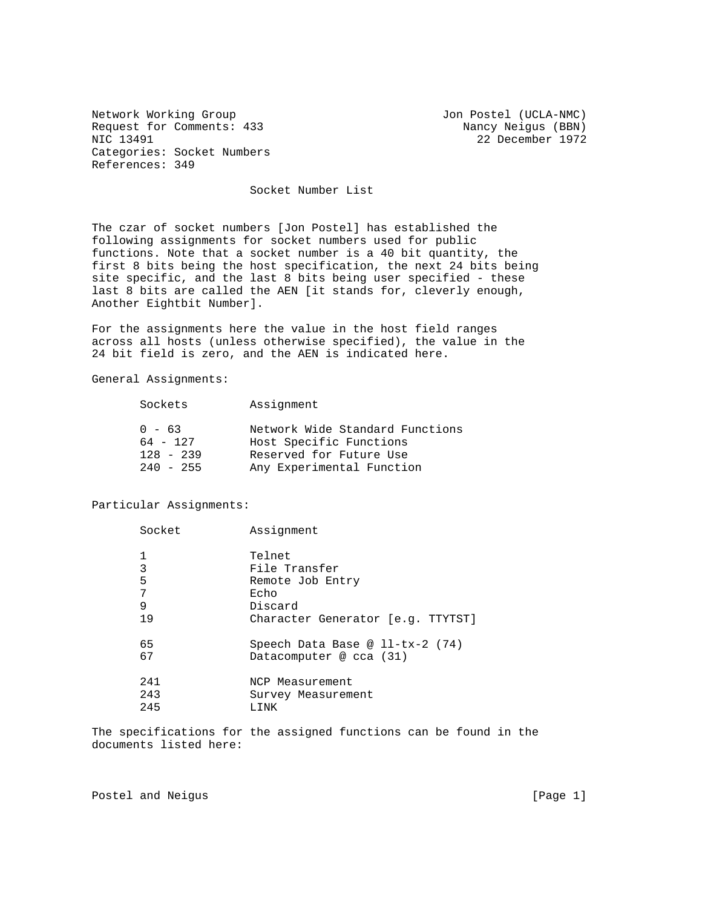Network Working Group  
Request for Comments: 433  
NIC 13491  
Categories: Socket Numbers  
References: 349

Jon Postel (UCLA-NMC)  
Nancy Neigus (BBN)  
22 December 1972

# Socket Number List

The czar of socket numbers [Jon Postel] has established the following assignments for socket numbers used for public functions. Note that a socket number is a 40 bit quantity, the first 8 bits being the host specification, the next 24 bits being site specific, and the last 8 bits being user specified - these last 8 bits are called the AEN [it stands for, cleverly enough, Another Eightbit Number].

For the assignments here the value in the host field ranges across all hosts (unless otherwise specified), the value in the 24 bit field is zero, and the AEN is indicated here.

General Assignments:

| Sockets | Assignment |
|---|---|
| 0 - 63 | Network Wide Standard Functions |
| 64 - 127 | Host Specific Functions |
| 128 - 239 | Reserved for Future Use |
| 240 - 255 | Any Experimental Function |

Particular Assignments:

| Socket | Assignment |
|---|---|
| 1 | Telnet |
| 3 | File Transfer |
| 5 | Remote Job Entry |
| 7 | Echo |
| 9 | Discard |
| 19 | Character Generator [e.g. TTYTST] |
| 65 | Speech Data Base @ ll-tx-2 (74) |
| 67 | Datacomputer @ cca (31) |
| 241 | NCP Measurement |
| 243 | Survey Measurement |
| 245 | LINK |

The specifications for the assigned functions can be found in the documents listed here: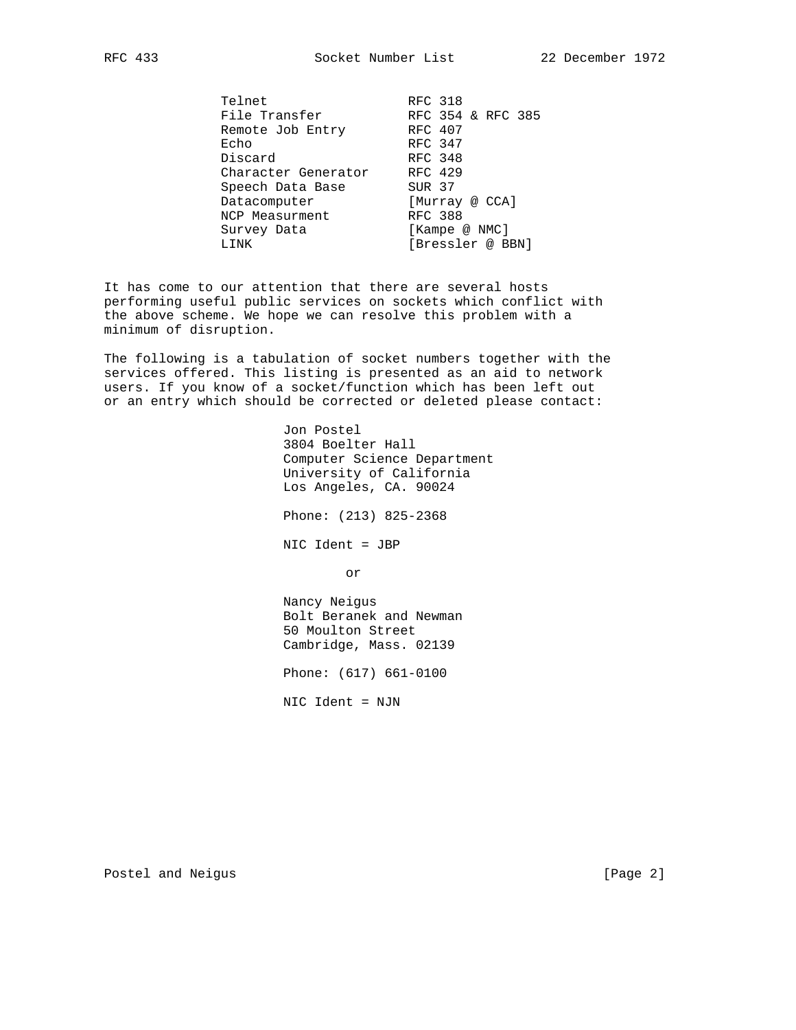| | |
|---|---|
| Telnet | RFC 318 |
| File Transfer | RFC 354 & RFC 385 |
| Remote Job Entry | RFC 407 |
| Echo | RFC 347 |
| Discard | RFC 348 |
| Character Generator | RFC 429 |
| Speech Data Base | SUR 37 |
| Datacomputer | [Murray @ CCA] |
| NCP Measurment | RFC 388 |
| Survey Data | [Kampe @ NMC] |
| LINK | [Bressler @ BBN] |

It has come to our attention that there are several hosts performing useful public services on sockets which conflict with the above scheme. We hope we can resolve this problem with a minimum of disruption.

The following is a tabulation of socket numbers together with the services offered. This listing is presented as an aid to network users. If you know of a socket/function which has been left out or an entry which should be corrected or deleted please contact:

Jon Postel
3804 Boelter Hall
Computer Science Department
University of California
Los Angeles, CA. 90024

Phone: (213) 825-2368

NIC Ident = JBP

or

Nancy Neigus
Bolt Beranek and Newman
50 Moulton Street
Cambridge, Mass. 02139

Phone: (617) 661-0100

NIC Ident = NJN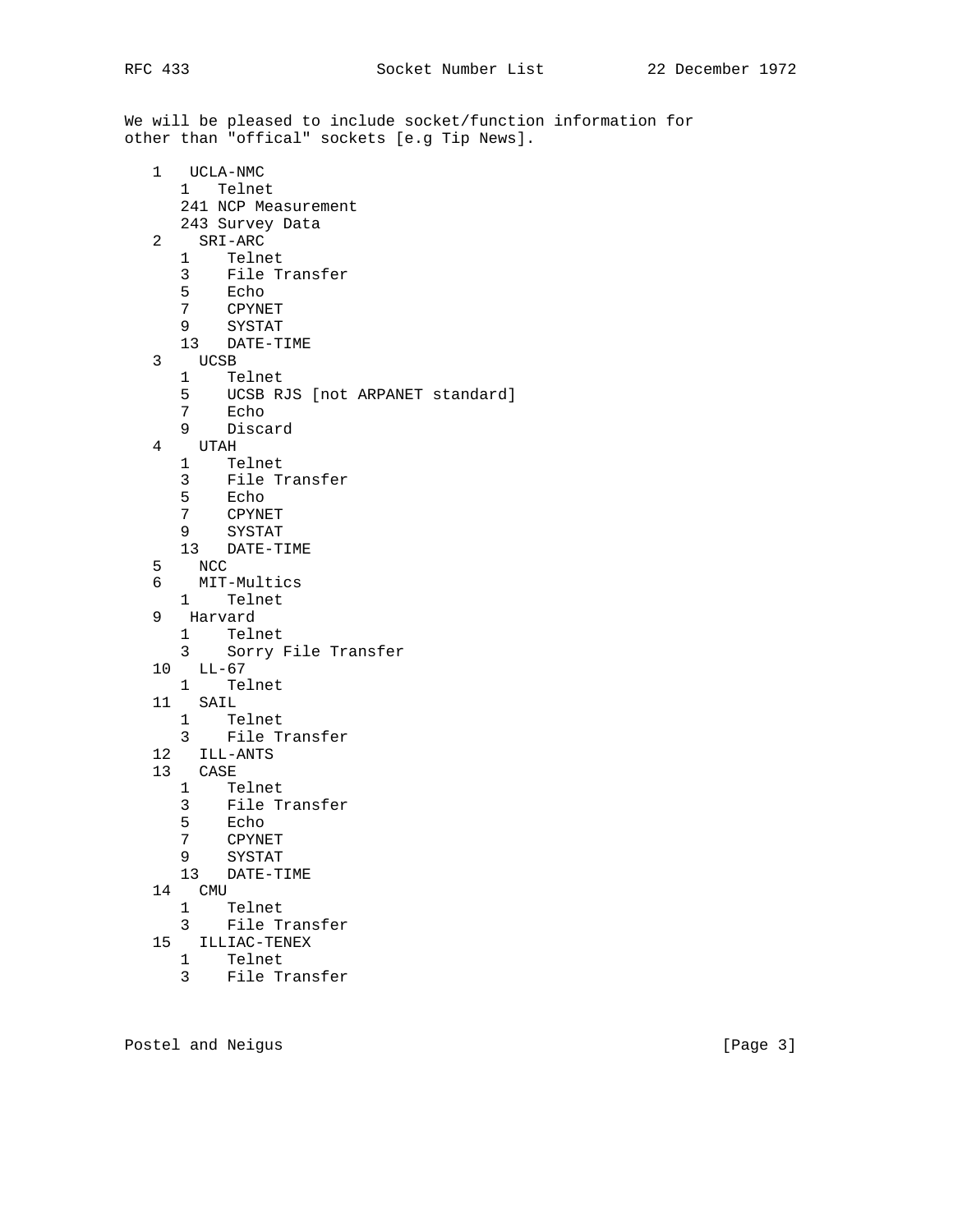We will be pleased to include socket/function information for other than "offical" sockets [e.g Tip News].

```
   1   UCLA-NMC
      1   Telnet
      241 NCP Measurement
      243 Survey Data
   2    SRI-ARC
      1    Telnet
      3    File Transfer
      5    Echo
      7    CPYNET
      9    SYSTAT
      13   DATE-TIME
   3    UCSB
      1    Telnet
      5    UCSB RJS [not ARPANET standard]
      7    Echo
      9    Discard
   4    UTAH
      1    Telnet
      3    File Transfer
      5    Echo
      7    CPYNET
      9    SYSTAT
      13   DATE-TIME
   5    NCC
   6    MIT-Multics
      1    Telnet
   9   Harvard
      1    Telnet
      3    Sorry File Transfer
   10   LL-67
      1    Telnet
   11   SAIL
      1    Telnet
      3    File Transfer
   12   ILL-ANTS
   13   CASE
      1    Telnet
      3    File Transfer
      5    Echo
      7    CPYNET
      9    SYSTAT
      13   DATE-TIME
   14   CMU
      1    Telnet
      3    File Transfer
   15   ILLIAC-TENEX
      1    Telnet
      3    File Transfer
```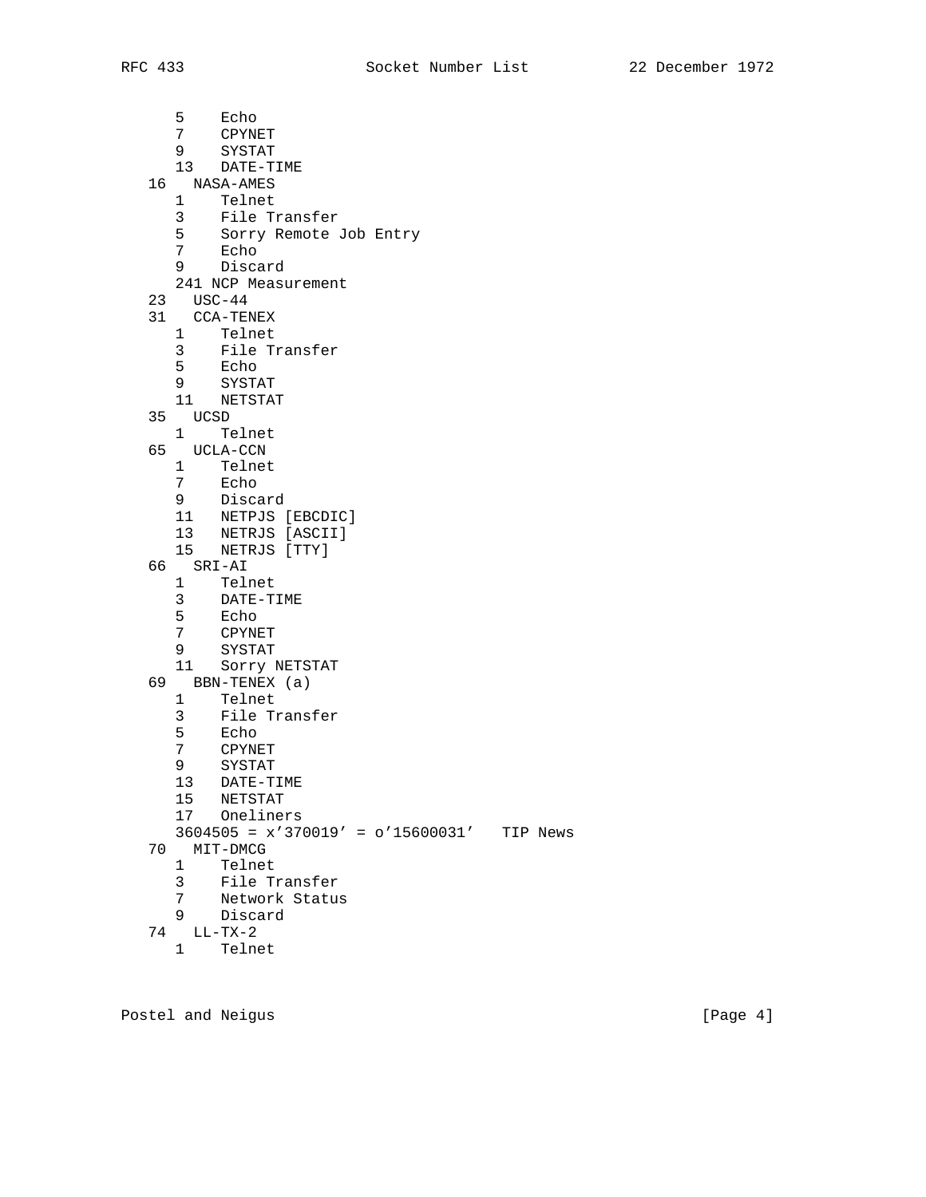```
      5    Echo
      7    CPYNET
      9    SYSTAT
      13   DATE-TIME
   16   NASA-AMES
      1    Telnet
      3    File Transfer
      5    Sorry Remote Job Entry
      7    Echo
      9    Discard
      241 NCP Measurement
   23   USC-44
   31   CCA-TENEX
      1    Telnet
      3    File Transfer
      5    Echo
      9    SYSTAT
      11   NETSTAT
   35   UCSD
      1    Telnet
   65   UCLA-CCN
      1    Telnet
      7    Echo
      9    Discard
      11   NETPJS [EBCDIC]
      13   NETRJS [ASCII]
      15   NETRJS [TTY]
   66   SRI-AI
      1    Telnet
      3    DATE-TIME
      5    Echo
      7    CPYNET
      9    SYSTAT
      11   Sorry NETSTAT
   69   BBN-TENEX (a)
      1    Telnet
      3    File Transfer
      5    Echo
      7    CPYNET
      9    SYSTAT
      13   DATE-TIME
      15   NETSTAT
      17   Oneliners
      3604505 = x'370019' = o'15600031'   TIP News
   70   MIT-DMCG
      1    Telnet
      3    File Transfer
      7    Network Status
      9    Discard
   74   LL-TX-2
      1    Telnet
```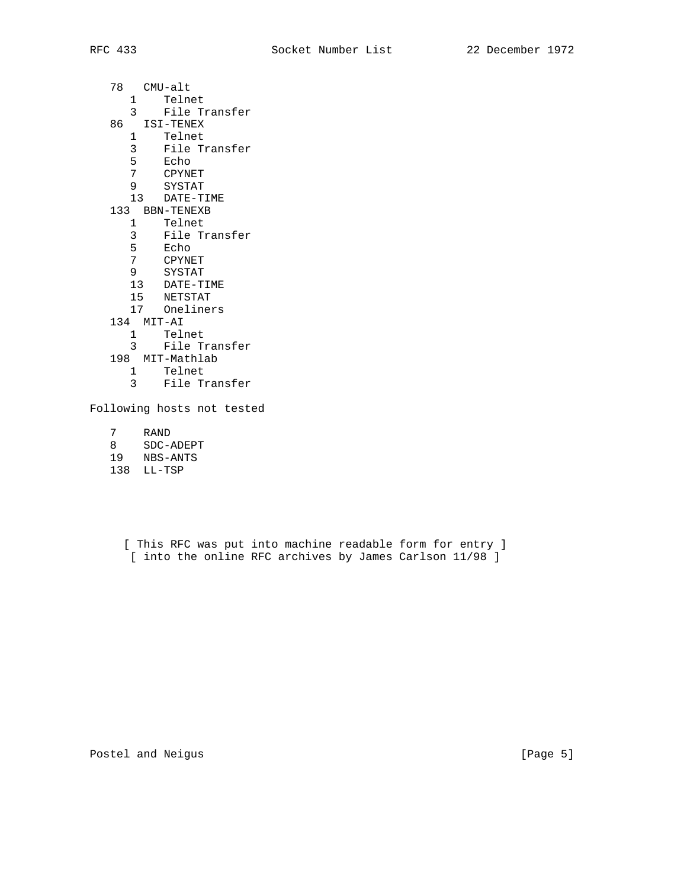```
   78   CMU-alt
      1    Telnet
      3    File Transfer
   86   ISI-TENEX
      1    Telnet
      3    File Transfer
      5    Echo
      7    CPYNET
      9    SYSTAT
      13   DATE-TIME
   133  BBN-TENEXB
      1    Telnet
      3    File Transfer
      5    Echo
      7    CPYNET
      9    SYSTAT
      13   DATE-TIME
      15   NETSTAT
      17   Oneliners
   134  MIT-AI
      1    Telnet
      3    File Transfer
   198  MIT-Mathlab
      1    Telnet
      3    File Transfer
```

Following hosts not tested

```
   7    RAND
   8    SDC-ADEPT
   19   NBS-ANTS
   138  LL-TSP
```

[ This RFC was put into machine readable form for entry ]
[ into the online RFC archives by James Carlson 11/98 ]